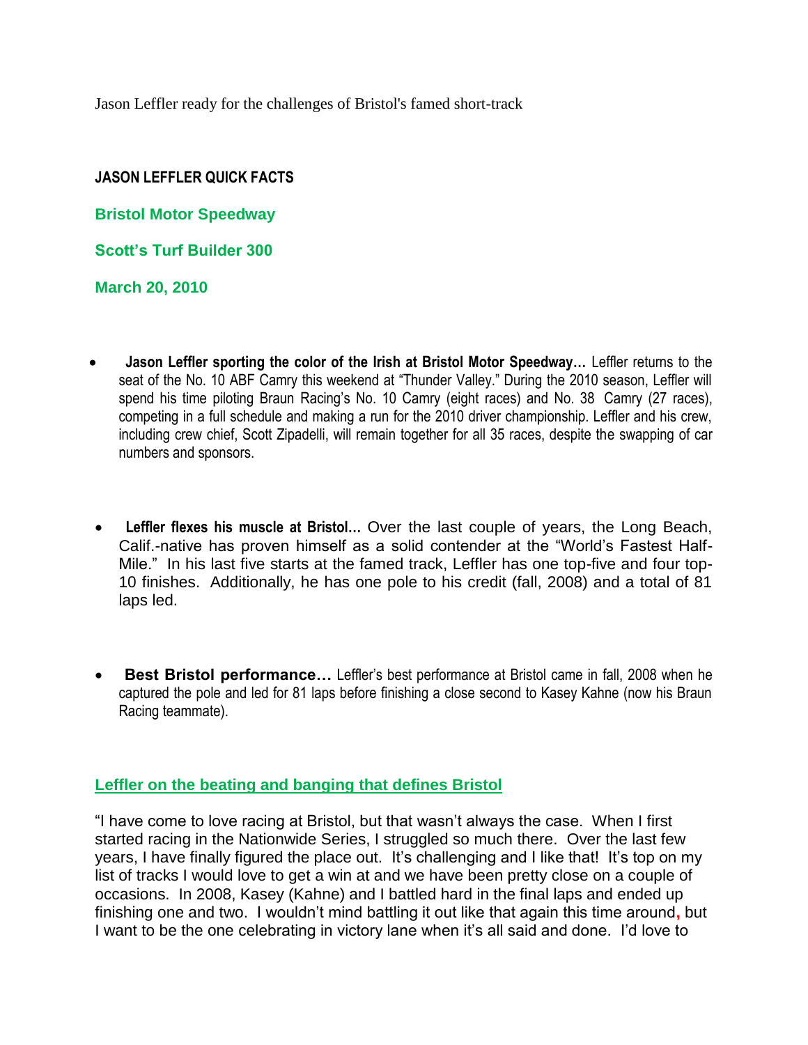Jason Leffler ready for the challenges of Bristol's famed short-track

**JASON LEFFLER QUICK FACTS**

**Bristol Motor Speedway**

**Scott's Turf Builder 300**

**March 20, 2010**

- **Jason Leffler sporting the color of the Irish at Bristol Motor Speedway…** Leffler returns to the seat of the No. 10 ABF Camry this weekend at "Thunder Valley." During the 2010 season, Leffler will spend his time piloting Braun Racing's No. 10 Camry (eight races) and No. 38 Camry (27 races), competing in a full schedule and making a run for the 2010 driver championship. Leffler and his crew, including crew chief, Scott Zipadelli, will remain together for all 35 races, despite the swapping of car numbers and sponsors.

- **Leffler flexes his muscle at Bristol…** Over the last couple of years, the Long Beach, Calif.-native has proven himself as a solid contender at the "World's Fastest Half-Mile." In his last five starts at the famed track, Leffler has one top-five and four top-10 finishes. Additionally, he has one pole to his credit (fall, 2008) and a total of 81 laps led.

- **Best Bristol performance…** Leffler's best performance at Bristol came in fall, 2008 when he captured the pole and led for 81 laps before finishing a close second to Kasey Kahne (now his Braun Racing teammate).

**Leffler on the beating and banging that defines Bristol**

"I have come to love racing at Bristol, but that wasn't always the case. When I first started racing in the Nationwide Series, I struggled so much there. Over the last few years, I have finally figured the place out. It's challenging and I like that! It's top on my list of tracks I would love to get a win at and we have been pretty close on a couple of occasions. In 2008, Kasey (Kahne) and I battled hard in the final laps and ended up finishing one and two. I wouldn't mind battling it out like that again this time around, but I want to be the one celebrating in victory lane when it's all said and done. I'd love to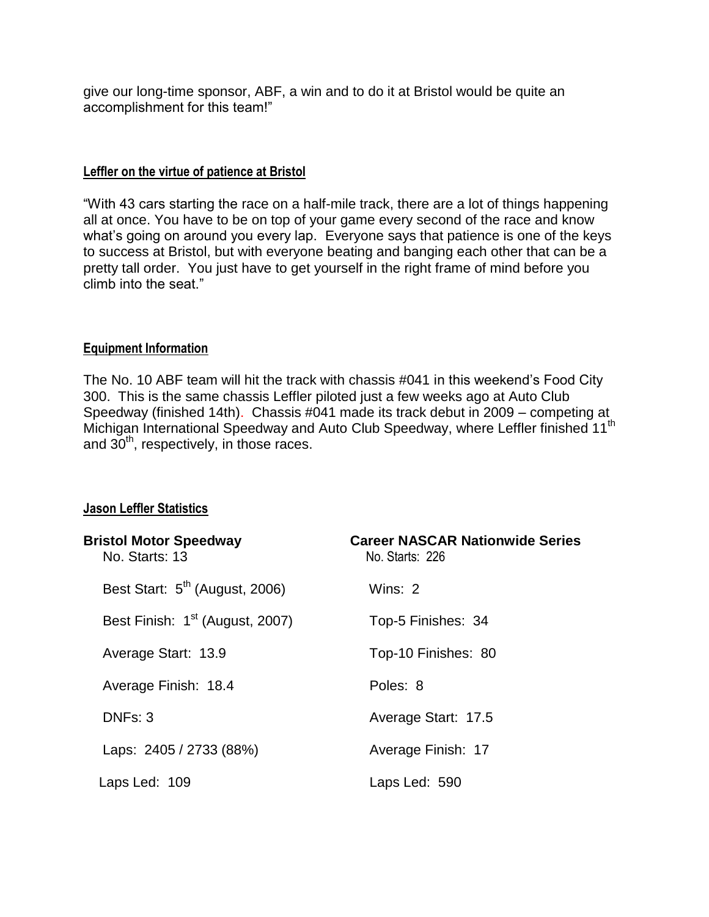give our long-time sponsor, ABF, a win and to do it at Bristol would be quite an accomplishment for this team!"

**Leffler on the virtue of patience at Bristol**

"With 43 cars starting the race on a half-mile track, there are a lot of things happening all at once. You have to be on top of your game every second of the race and know what's going on around you every lap. Everyone says that patience is one of the keys to success at Bristol, but with everyone beating and banging each other that can be a pretty tall order. You just have to get yourself in the right frame of mind before you climb into the seat."

**Equipment Information**

The No. 10 ABF team will hit the track with chassis #041 in this weekend's Food City 300. This is the same chassis Leffler piloted just a few weeks ago at Auto Club Speedway (finished 14th). Chassis #041 made its track debut in 2009 – competing at Michigan International Speedway and Auto Club Speedway, where Leffler finished 11th and 30th, respectively, in those races.

**Jason Leffler Statistics**

| Bristol Motor Speedway | Career NASCAR Nationwide Series |
|---|---|
| No. Starts: 13 | No. Starts: 226 |
| Best Start: 5th (August, 2006) | Wins: 2 |
| Best Finish: 1st (August, 2007) | Top-5 Finishes: 34 |
| Average Start: 13.9 | Top-10 Finishes: 80 |
| Average Finish: 18.4 | Poles: 8 |
| DNFs: 3 | Average Start: 17.5 |
| Laps: 2405 / 2733 (88%) | Average Finish: 17 |
| Laps Led: 109 | Laps Led: 590 |